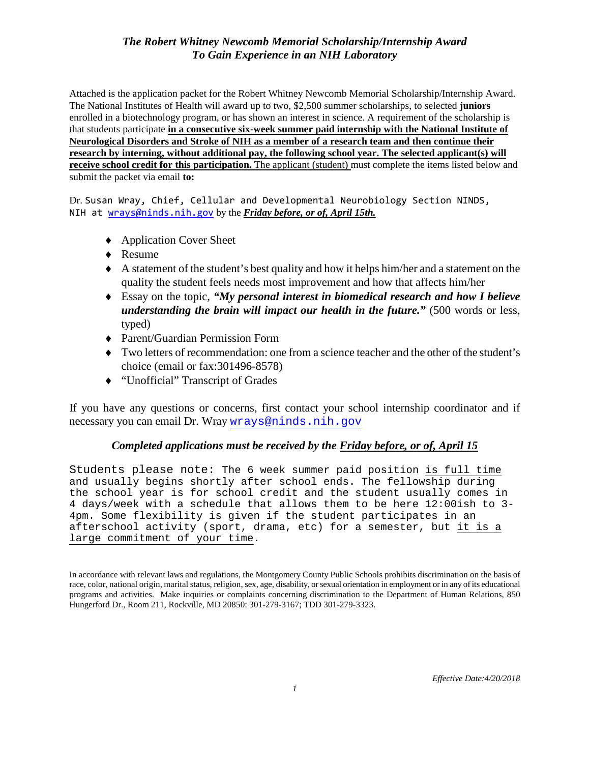# *The Robert Whitney Newcomb Memorial Scholarship/Internship Award To Gain Experience in an NIH Laboratory*

Attached is the application packet for the Robert Whitney Newcomb Memorial Scholarship/Internship Award. The National Institutes of Health will award up to two, $2,500 summer scholarships, to selected **juniors** enrolled in a biotechnology program, or has shown an interest in science. A requirement of the scholarship is that students participate **in a consecutive six-week summer paid internship with the National Institute of Neurological Disorders and Stroke of NIH as a member of a research team and then continue their research by interning, without additional pay, the following school year. The selected applicant(s) will receive school credit for this participation.** The applicant (student) must complete the items listed below and submit the packet via email **to:**

Dr. Susan Wray, Chief, Cellular and Developmental Neurobiology Section NINDS, NIH at wrays@ninds.nih.gov by the ***Friday before, or of, April 15th.***

- Application Cover Sheet
- Resume
- A statement of the student's best quality and how it helps him/her and a statement on the quality the student feels needs most improvement and how that affects him/her
- Essay on the topic, ***"My personal interest in biomedical research and how I believe understanding the brain will impact our health in the future."*** (500 words or less, typed)
- Parent/Guardian Permission Form
- Two letters of recommendation: one from a science teacher and the other of the student's choice (email or fax:301496-8578)
- "Unofficial" Transcript of Grades

If you have any questions or concerns, first contact your school internship coordinator and if necessary you can email Dr. Wray wrays@ninds.nih.gov

***Completed applications must be received by the Friday before, or of, April 15***

Students please note: The 6 week summer paid position is full time and usually begins shortly after school ends. The fellowship during the school year is for school credit and the student usually comes in 4 days/week with a schedule that allows them to be here 12:00ish to 3-4pm. Some flexibility is given if the student participates in an afterschool activity (sport, drama, etc) for a semester, but it is a large commitment of your time.

In accordance with relevant laws and regulations, the Montgomery County Public Schools prohibits discrimination on the basis of race, color, national origin, marital status, religion, sex, age, disability, or sexual orientation in employment or in any of its educational programs and activities. Make inquiries or complaints concerning discrimination to the Department of Human Relations, 850 Hungerford Dr., Room 211, Rockville, MD 20850: 301-279-3167; TDD 301-279-3323.

*Effective Date:4/20/2018*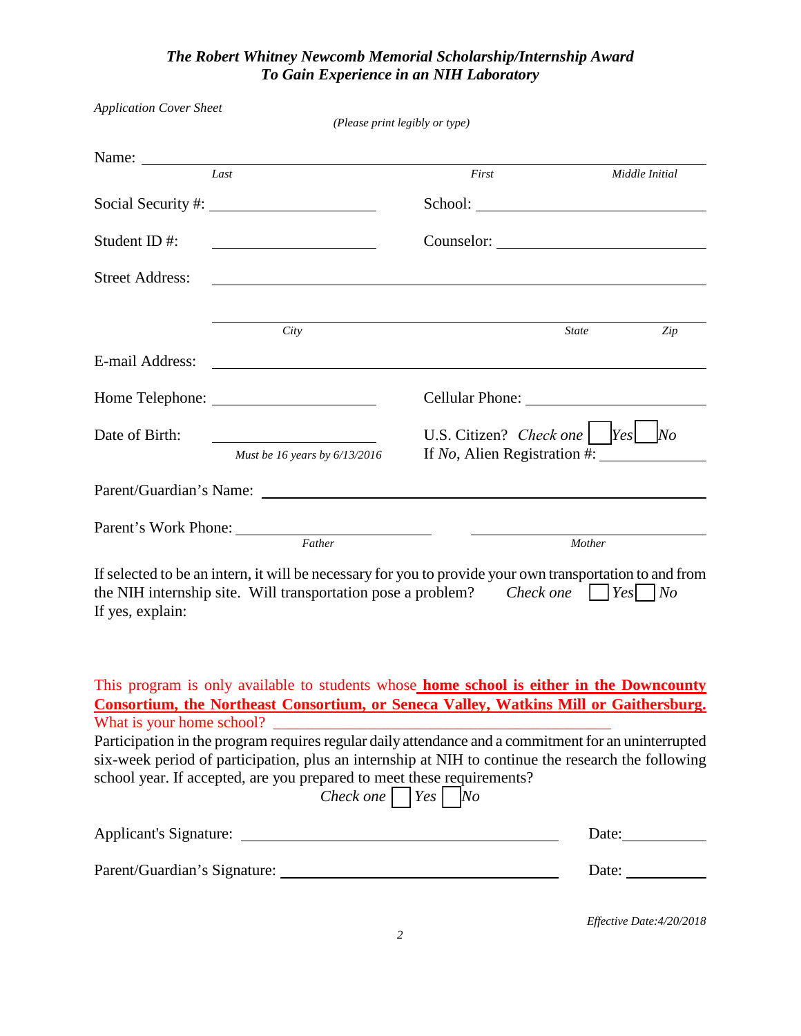## *The Robert Whitney Newcomb Memorial Scholarship/Internship Award To Gain Experience in an NIH Laboratory*

*Application Cover Sheet*

*(Please print legibly or type)*

Name: ______________________________________________________________
*Last* *First* *Middle Initial*

Social Security #: ____________________ School: ____________________

Student ID #: ____________________ Counselor: ____________________

Street Address: ______________________________________________________________

______________________________________________________________
*City* *State* *Zip*

E-mail Address: ______________________________________________________________

Home Telephone: ____________________ Cellular Phone: ____________________

Date of Birth: ____________________ U.S. Citizen? *Check one* ☐ *Yes* ☐ *No*
*Must be 16 years by 6/13/2016* If *No*, Alien Registration #: ____________________

Parent/Guardian's Name: ______________________________________________________________

Parent's Work Phone: ____________________ ____________________
*Father* *Mother*

If selected to be an intern, it will be necessary for you to provide your own transportation to and from the NIH internship site. Will transportation pose a problem? *Check one* ☐ *Yes* ☐ *No*
If yes, explain:

This program is only available to students whose **home school is either in the Downcounty Consortium, the Northeast Consortium, or Seneca Valley, Watkins Mill or Gaithersburg.** What is your home school? ____________________________________________

Participation in the program requires regular daily attendance and a commitment for an uninterrupted six-week period of participation, plus an internship at NIH to continue the research the following school year. If accepted, are you prepared to meet these requirements?
*Check one* ☐ *Yes* ☐ *No*

Applicant's Signature: ____________________________________________ Date: ____________

Parent/Guardian's Signature: ____________________________________________ Date: ____________

*Effective Date:4/20/2018*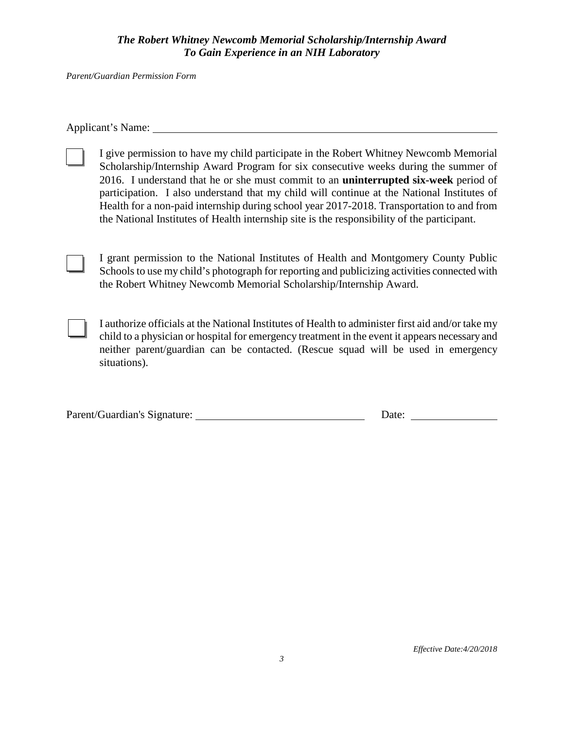### *The Robert Whitney Newcomb Memorial Scholarship/Internship Award*
### *To Gain Experience in an NIH Laboratory*

*Parent/Guardian Permission Form*

Applicant's Name: ______________________________________________

☐ I give permission to have my child participate in the Robert Whitney Newcomb Memorial Scholarship/Internship Award Program for six consecutive weeks during the summer of 2016. I understand that he or she must commit to an **uninterrupted six-week** period of participation. I also understand that my child will continue at the National Institutes of Health for a non-paid internship during school year 2017-2018. Transportation to and from the National Institutes of Health internship site is the responsibility of the participant.

☐ I grant permission to the National Institutes of Health and Montgomery County Public Schools to use my child's photograph for reporting and publicizing activities connected with the Robert Whitney Newcomb Memorial Scholarship/Internship Award.

☐ I authorize officials at the National Institutes of Health to administer first aid and/or take my child to a physician or hospital for emergency treatment in the event it appears necessary and neither parent/guardian can be contacted. (Rescue squad will be used in emergency situations).

Parent/Guardian's Signature: ______________________________ Date: ________________

*Effective Date:4/20/2018*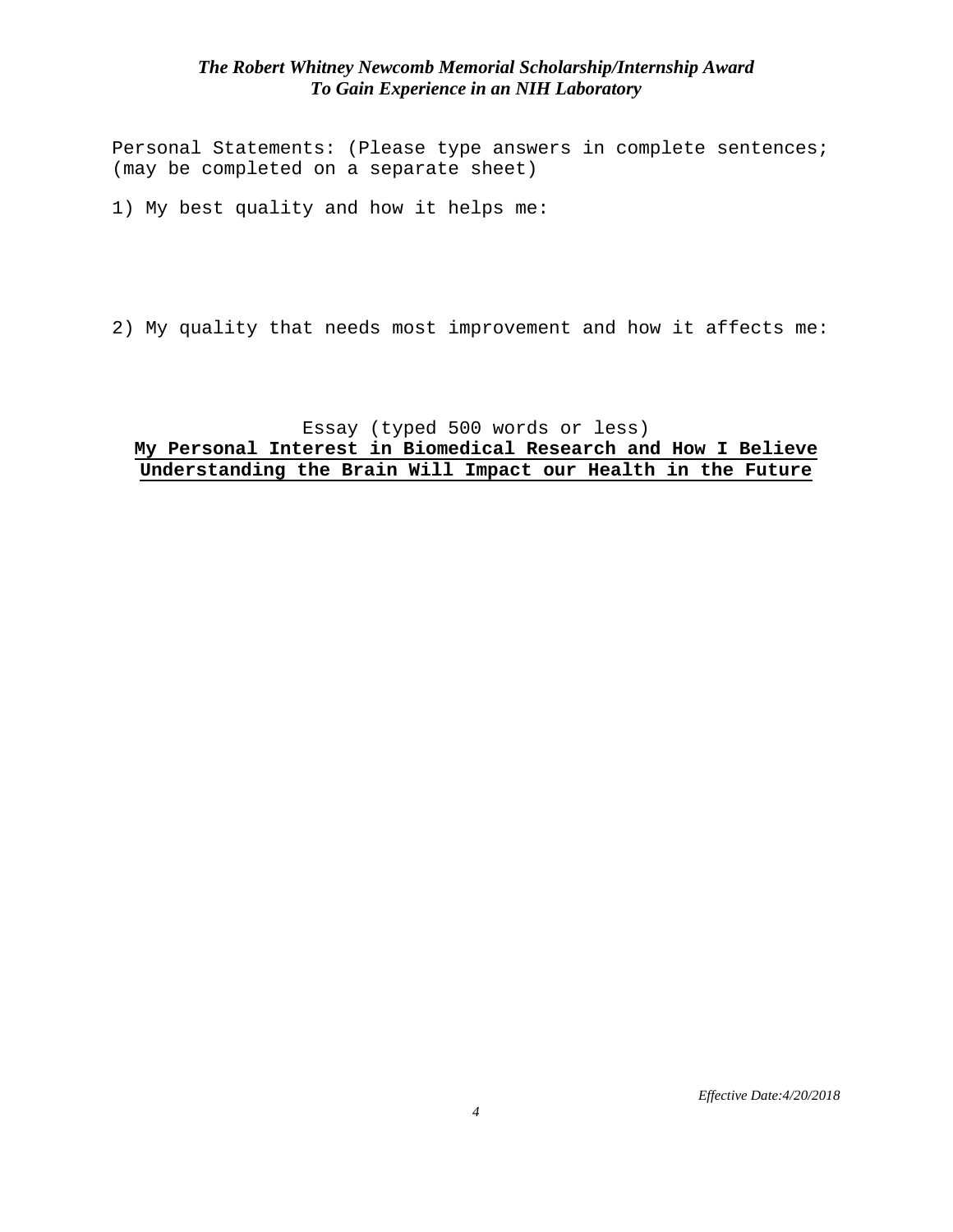*The Robert Whitney Newcomb Memorial Scholarship/Internship Award*
*To Gain Experience in an NIH Laboratory*

Personal Statements: (Please type answers in complete sentences; (may be completed on a separate sheet)

1) My best quality and how it helps me:

2) My quality that needs most improvement and how it affects me:

Essay (typed 500 words or less)

**My Personal Interest in Biomedical Research and How I Believe Understanding the Brain Will Impact our Health in the Future**

*Effective Date:4/20/2018*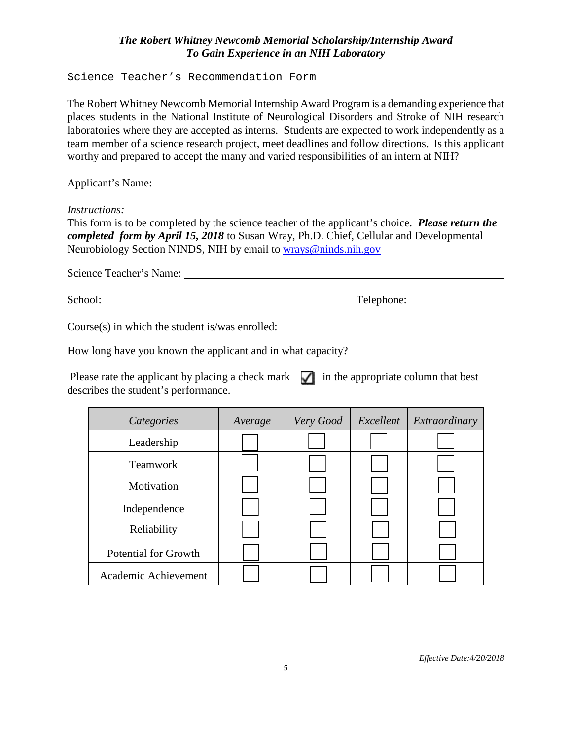***The Robert Whitney Newcomb Memorial Scholarship/Internship Award***
***To Gain Experience in an NIH Laboratory***

Science Teacher's Recommendation Form

The Robert Whitney Newcomb Memorial Internship Award Program is a demanding experience that places students in the National Institute of Neurological Disorders and Stroke of NIH research laboratories where they are accepted as interns. Students are expected to work independently as a team member of a science research project, meet deadlines and follow directions. Is this applicant worthy and prepared to accept the many and varied responsibilities of an intern at NIH?

Applicant's Name: ______________________________________________

*Instructions:*
This form is to be completed by the science teacher of the applicant's choice. ***Please return the completed form by April 15, 2018*** to Susan Wray, Ph.D. Chief, Cellular and Developmental Neurobiology Section NINDS, NIH by email to wrays@ninds.nih.gov

Science Teacher's Name: ______________________________________________

School: ______________________________ Telephone: ________________

Course(s) in which the student is/was enrolled: ______________________________

How long have you known the applicant and in what capacity?

Please rate the applicant by placing a check mark ☑ in the appropriate column that best describes the student's performance.

| *Categories* | *Average* | *Very Good* | *Excellent* | *Extraordinary* |
|---|---|---|---|---|
| Leadership | ☐ | ☐ | ☐ | ☐ |
| Teamwork | ☐ | ☐ | ☐ | ☐ |
| Motivation | ☐ | ☐ | ☐ | ☐ |
| Independence | ☐ | ☐ | ☐ | ☐ |
| Reliability | ☐ | ☐ | ☐ | ☐ |
| Potential for Growth | ☐ | ☐ | ☐ | ☐ |
| Academic Achievement | ☐ | ☐ | ☐ | ☐ |

*Effective Date:4/20/2018*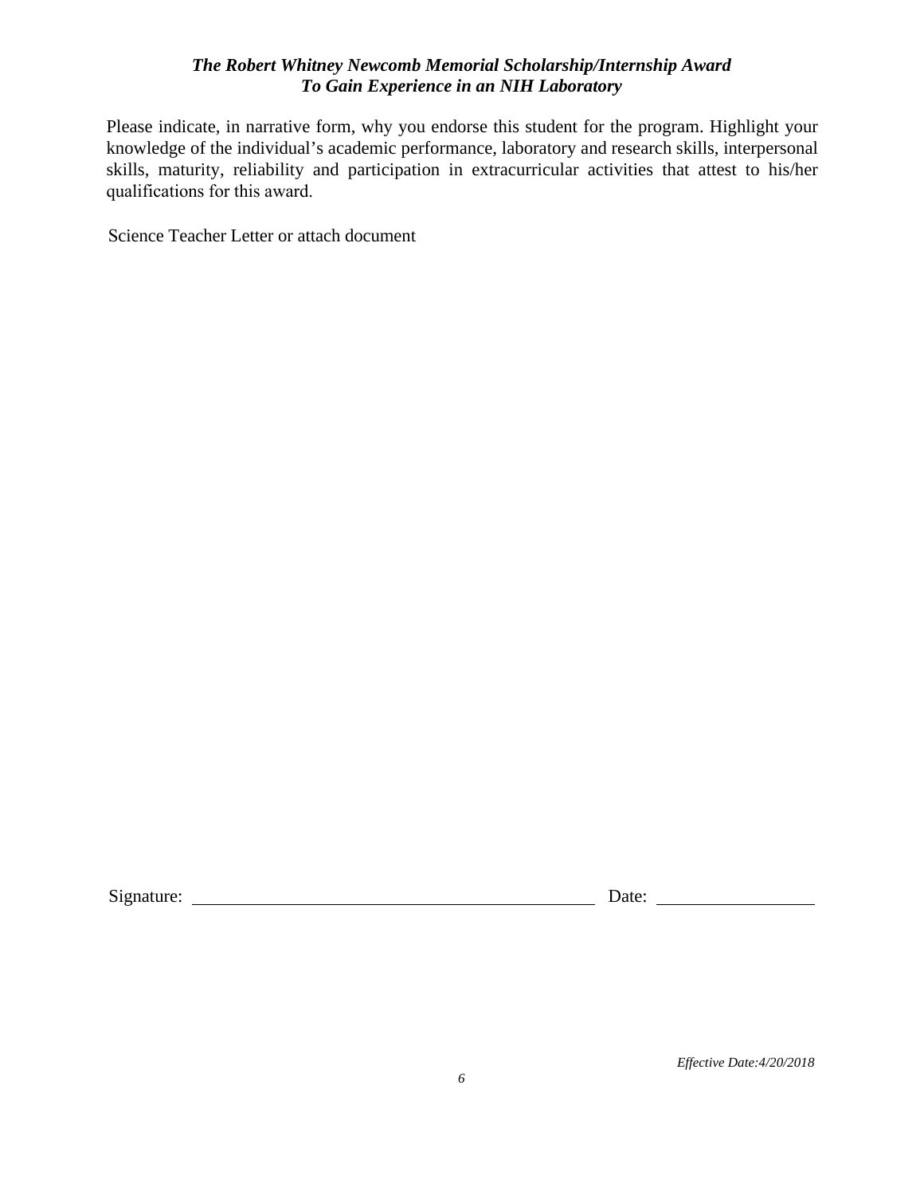***The Robert Whitney Newcomb Memorial Scholarship/Internship Award***
***To Gain Experience in an NIH Laboratory***

Please indicate, in narrative form, why you endorse this student for the program. Highlight your knowledge of the individual's academic performance, laboratory and research skills, interpersonal skills, maturity, reliability and participation in extracurricular activities that attest to his/her qualifications for this award.

Science Teacher Letter or attach document

Signature: ______________________________ Date: ______________

*Effective Date:4/20/2018*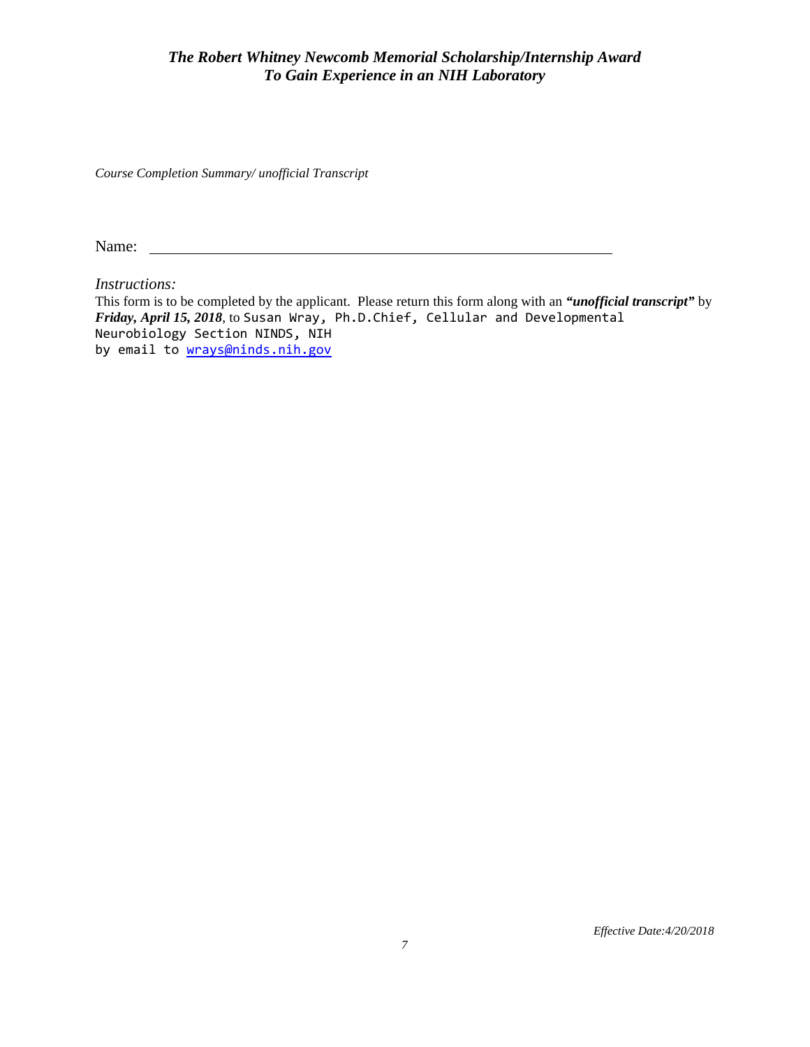*The Robert Whitney Newcomb Memorial Scholarship/Internship Award*
*To Gain Experience in an NIH Laboratory*

*Course Completion Summary/ unofficial Transcript*

Name: ____________________________________________________________

*Instructions:*

This form is to be completed by the applicant. Please return this form along with an ***"unofficial transcript"*** by ***Friday, April 15, 2018***, to Susan Wray, Ph.D.Chief, Cellular and Developmental Neurobiology Section NINDS, NIH by email to [wrays@ninds.nih.gov](mailto:wrays@ninds.nih.gov)

*Effective Date:4/20/2018*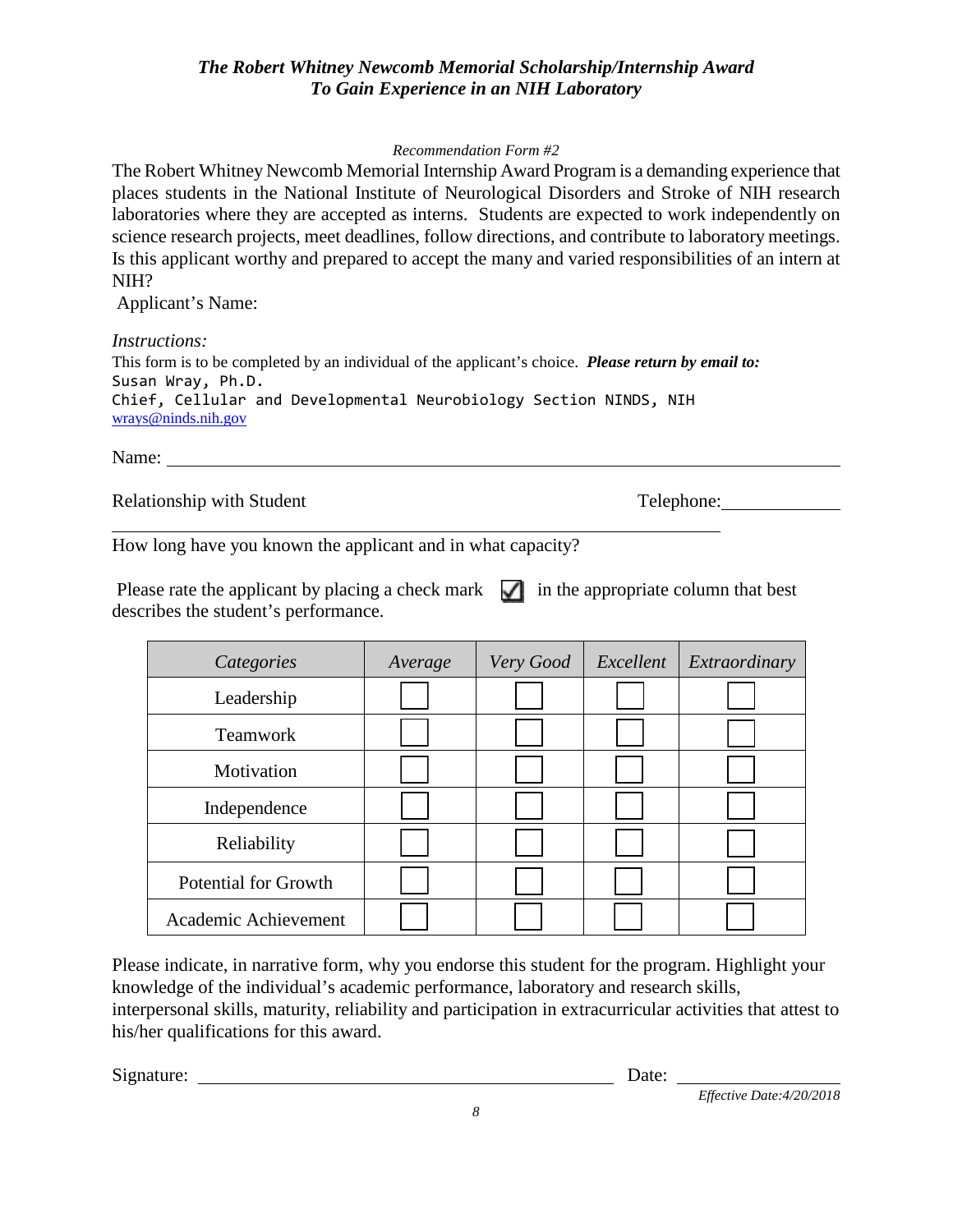*The Robert Whitney Newcomb Memorial Scholarship/Internship Award*
*To Gain Experience in an NIH Laboratory*

*Recommendation Form #2*

The Robert Whitney Newcomb Memorial Internship Award Program is a demanding experience that places students in the National Institute of Neurological Disorders and Stroke of NIH research laboratories where they are accepted as interns. Students are expected to work independently on science research projects, meet deadlines, follow directions, and contribute to laboratory meetings. Is this applicant worthy and prepared to accept the many and varied responsibilities of an intern at NIH?

Applicant's Name:

*Instructions:*

This form is to be completed by an individual of the applicant's choice. ***Please return by email to:***
Susan Wray, Ph.D.
Chief, Cellular and Developmental Neurobiology Section NINDS, NIH
wrays@ninds.nih.gov

Name: ______________________________

Relationship with Student ______________________________ Telephone: ______________

How long have you known the applicant and in what capacity?

Please rate the applicant by placing a check mark ☑ in the appropriate column that best describes the student's performance.

| *Categories* | *Average* | *Very Good* | *Excellent* | *Extraordinary* |
|---|---|---|---|---|
| Leadership | ☐ | ☐ | ☐ | ☐ |
| Teamwork | ☐ | ☐ | ☐ | ☐ |
| Motivation | ☐ | ☐ | ☐ | ☐ |
| Independence | ☐ | ☐ | ☐ | ☐ |
| Reliability | ☐ | ☐ | ☐ | ☐ |
| Potential for Growth | ☐ | ☐ | ☐ | ☐ |
| Academic Achievement | ☐ | ☐ | ☐ | ☐ |

Please indicate, in narrative form, why you endorse this student for the program. Highlight your knowledge of the individual's academic performance, laboratory and research skills, interpersonal skills, maturity, reliability and participation in extracurricular activities that attest to his/her qualifications for this award.

Signature: ______________________________ Date: ______________

*Effective Date:4/20/2018*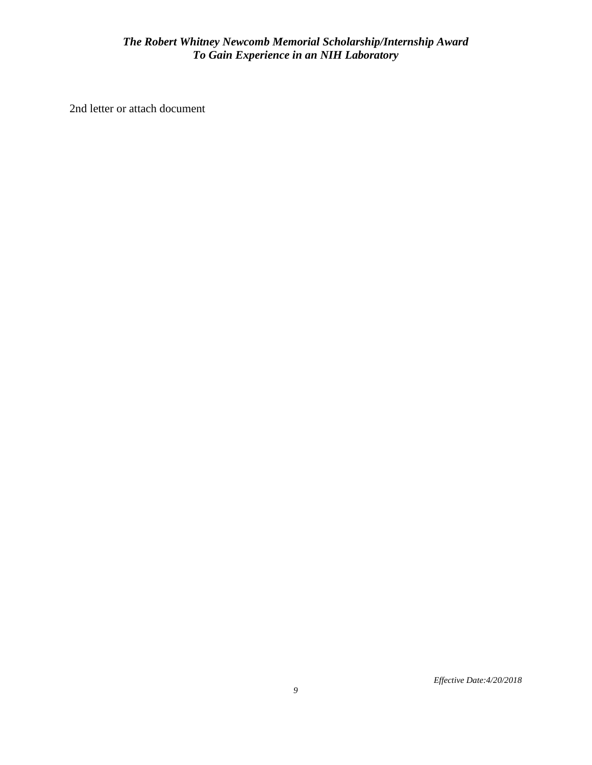2nd letter or attach document